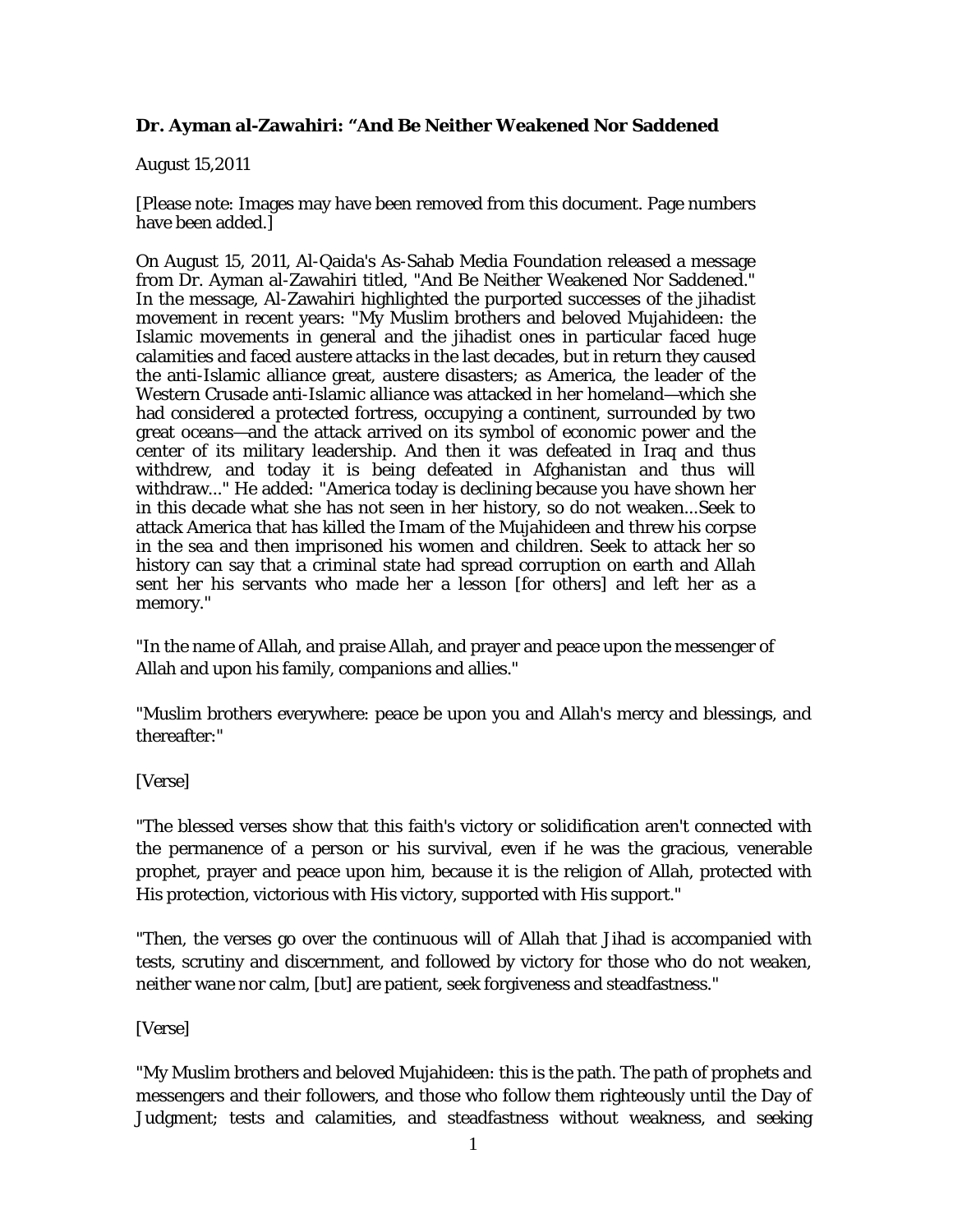**Dr. Ayman al-Zawahiri: "And Be Neither Weakened Nor Saddened**

August 15,2011

[Please note: Images may have been removed from this document. Page numbers have been added.]

On August 15, 2011, Al-Qaida's As-Sahab Media Foundation released a message from Dr. Ayman al-Zawahiri titled, "And Be Neither Weakened Nor Saddened." In the message, Al-Zawahiri highlighted the purported successes of the jihadist movement in recent years: "My Muslim brothers and beloved Mujahideen: the Islamic movements in general and the jihadist ones in particular faced huge calamities and faced austere attacks in the last decades, but in return they caused the anti-Islamic alliance great, austere disasters; as America, the leader of the Western Crusade anti-Islamic alliance was attacked in her homeland—which she had considered a protected fortress, occupying a continent, surrounded by two great oceans—and the attack arrived on its symbol of economic power and the center of its military leadership. And then it was defeated in Iraq and thus withdrew, and today it is being defeated in Afghanistan and thus will withdraw..." He added: "America today is declining because you have shown her in this decade what she has not seen in her history, so do not weaken...Seek to attack America that has killed the Imam of the Mujahideen and threw his corpse in the sea and then imprisoned his women and children. Seek to attack her so history can say that a criminal state had spread corruption on earth and Allah sent her his servants who made her a lesson [for others] and left her as a memory."

"In the name of Allah, and praise Allah, and prayer and peace upon the messenger of Allah and upon his family, companions and allies."

"Muslim brothers everywhere: peace be upon you and Allah's mercy and blessings, and thereafter:"

[Verse]

"The blessed verses show that this faith's victory or solidification aren't connected with the permanence of a person or his survival, even if he was the gracious, venerable prophet, prayer and peace upon him, because it is the religion of Allah, protected with His protection, victorious with His victory, supported with His support."

"Then, the verses go over the continuous will of Allah that Jihad is accompanied with tests, scrutiny and discernment, and followed by victory for those who do not weaken, neither wane nor calm, [but] are patient, seek forgiveness and steadfastness."

[Verse]

"My Muslim brothers and beloved Mujahideen: this is the path. The path of prophets and messengers and their followers, and those who follow them righteously until the Day of Judgment; tests and calamities, and steadfastness without weakness, and seeking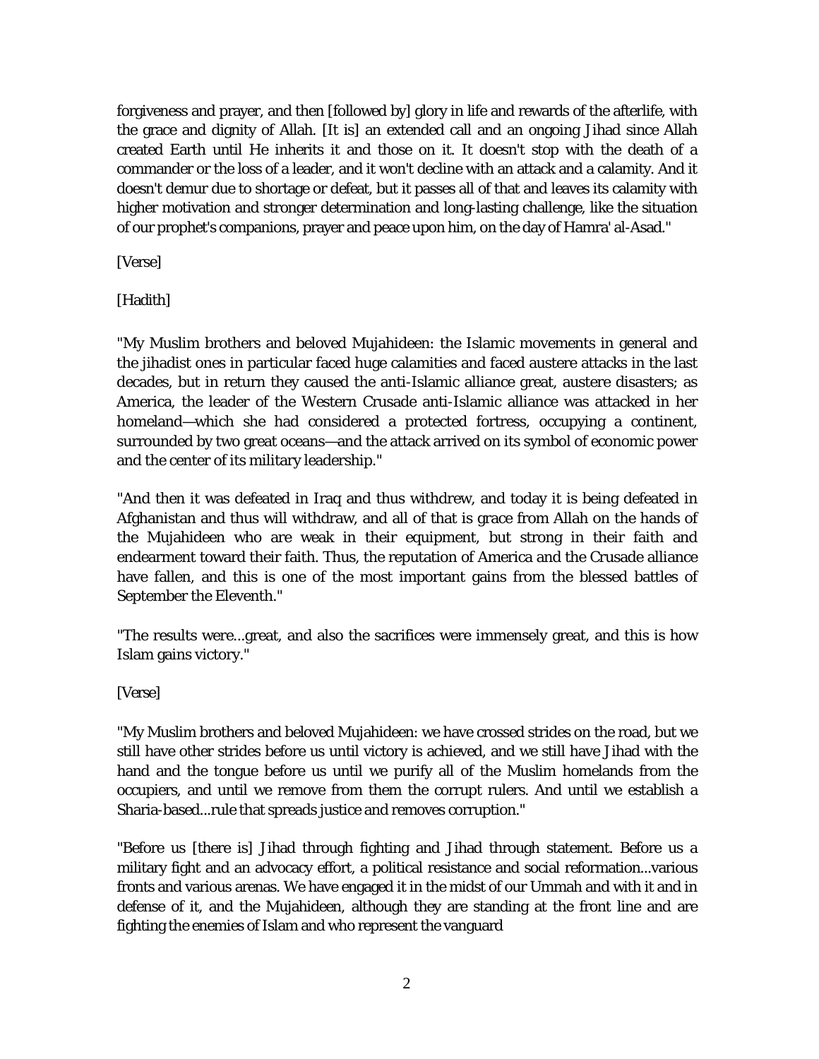forgiveness and prayer, and then [followed by] glory in life and rewards of the afterlife, with the grace and dignity of Allah. [It is] an extended call and an ongoing Jihad since Allah created Earth until He inherits it and those on it. It doesn't stop with the death of a commander or the loss of a leader, and it won't decline with an attack and a calamity. And it doesn't demur due to shortage or defeat, but it passes all of that and leaves its calamity with higher motivation and stronger determination and long-lasting challenge, like the situation of our prophet's companions, prayer and peace upon him, on the day of Hamra' al-Asad."

[Verse]

[Hadith]

"My Muslim brothers and beloved Mujahideen: the Islamic movements in general and the jihadist ones in particular faced huge calamities and faced austere attacks in the last decades, but in return they caused the anti-Islamic alliance great, austere disasters; as America, the leader of the Western Crusade anti-Islamic alliance was attacked in her homeland—which she had considered a protected fortress, occupying a continent, surrounded by two great oceans—and the attack arrived on its symbol of economic power and the center of its military leadership."

"And then it was defeated in Iraq and thus withdrew, and today it is being defeated in Afghanistan and thus will withdraw, and all of that is grace from Allah on the hands of the Mujahideen who are weak in their equipment, but strong in their faith and endearment toward their faith. Thus, the reputation of America and the Crusade alliance have fallen, and this is one of the most important gains from the blessed battles of September the Eleventh."

"The results were...great, and also the sacrifices were immensely great, and this is how Islam gains victory."

[Verse]

"My Muslim brothers and beloved Mujahideen: we have crossed strides on the road, but we still have other strides before us until victory is achieved, and we still have Jihad with the hand and the tongue before us until we purify all of the Muslim homelands from the occupiers, and until we remove from them the corrupt rulers. And until we establish a Sharia-based...rule that spreads justice and removes corruption."

"Before us [there is] Jihad through fighting and Jihad through statement. Before us a military fight and an advocacy effort, a political resistance and social reformation...various fronts and various arenas. We have engaged it in the midst of our Ummah and with it and in defense of it, and the Mujahideen, although they are standing at the front line and are fighting the enemies of Islam and who represent the vanguard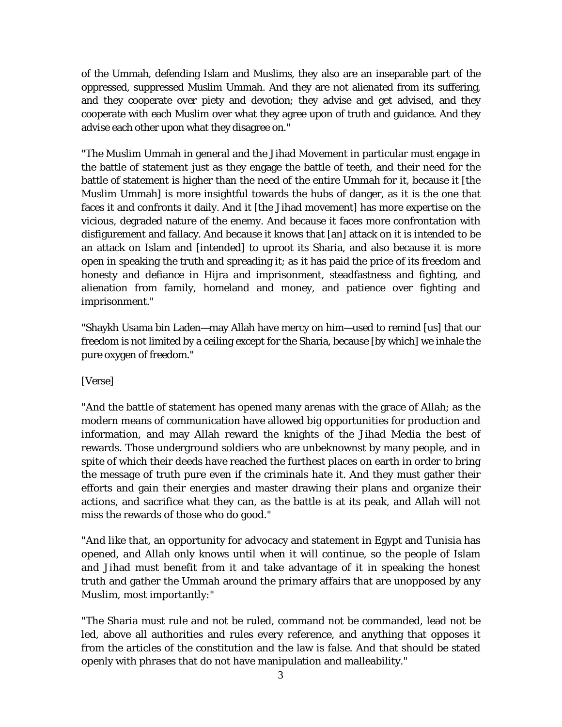of the Ummah, defending Islam and Muslims, they also are an inseparable part of the oppressed, suppressed Muslim Ummah. And they are not alienated from its suffering, and they cooperate over piety and devotion; they advise and get advised, and they cooperate with each Muslim over what they agree upon of truth and guidance. And they advise each other upon what they disagree on."

"The Muslim Ummah in general and the Jihad Movement in particular must engage in the battle of statement just as they engage the battle of teeth, and their need for the battle of statement is higher than the need of the entire Ummah for it, because it [the Muslim Ummah] is more insightful towards the hubs of danger, as it is the one that faces it and confronts it daily. And it [the Jihad movement] has more expertise on the vicious, degraded nature of the enemy. And because it faces more confrontation with disfigurement and fallacy. And because it knows that [an] attack on it is intended to be an attack on Islam and [intended] to uproot its Sharia, and also because it is more open in speaking the truth and spreading it; as it has paid the price of its freedom and honesty and defiance in Hijra and imprisonment, steadfastness and fighting, and alienation from family, homeland and money, and patience over fighting and imprisonment."

"Shaykh Usama bin Laden—may Allah have mercy on him—used to remind [us] that our freedom is not limited by a ceiling except for the Sharia, because [by which] we inhale the pure oxygen of freedom."

[Verse]

"And the battle of statement has opened many arenas with the grace of Allah; as the modern means of communication have allowed big opportunities for production and information, and may Allah reward the knights of the Jihad Media the best of rewards. Those underground soldiers who are unbeknownst by many people, and in spite of which their deeds have reached the furthest places on earth in order to bring the message of truth pure even if the criminals hate it. And they must gather their efforts and gain their energies and master drawing their plans and organize their actions, and sacrifice what they can, as the battle is at its peak, and Allah will not miss the rewards of those who do good."

"And like that, an opportunity for advocacy and statement in Egypt and Tunisia has opened, and Allah only knows until when it will continue, so the people of Islam and Jihad must benefit from it and take advantage of it in speaking the honest truth and gather the Ummah around the primary affairs that are unopposed by any Muslim, most importantly:"

"The Sharia must rule and not be ruled, command not be commanded, lead not be led, above all authorities and rules every reference, and anything that opposes it from the articles of the constitution and the law is false. And that should be stated openly with phrases that do not have manipulation and malleability."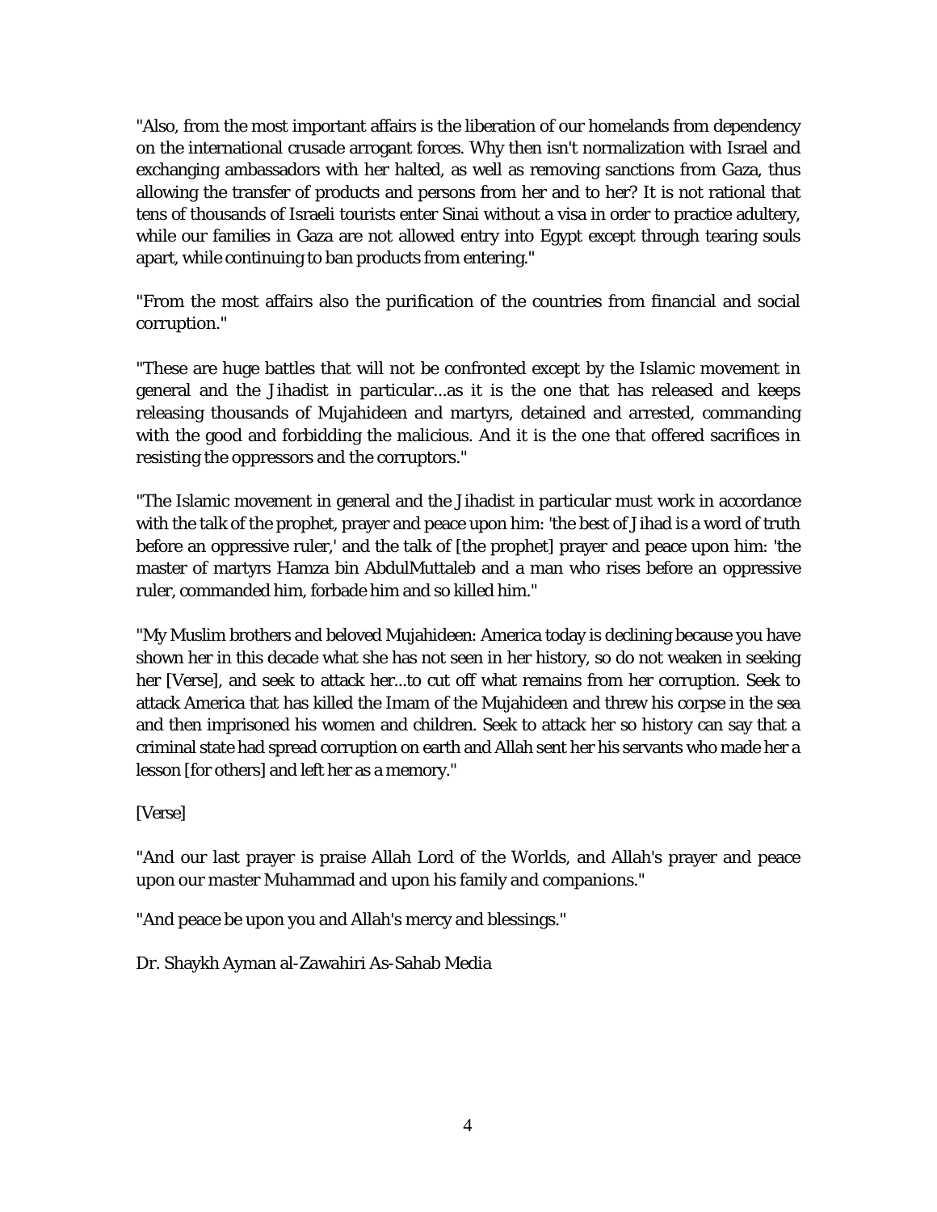"Also, from the most important affairs is the liberation of our homelands from dependency on the international crusade arrogant forces. Why then isn't normalization with Israel and exchanging ambassadors with her halted, as well as removing sanctions from Gaza, thus allowing the transfer of products and persons from her and to her? It is not rational that tens of thousands of Israeli tourists enter Sinai without a visa in order to practice adultery, while our families in Gaza are not allowed entry into Egypt except through tearing souls apart, while continuing to ban products from entering."

"From the most affairs also the purification of the countries from financial and social corruption."

"These are huge battles that will not be confronted except by the Islamic movement in general and the Jihadist in particular...as it is the one that has released and keeps releasing thousands of Mujahideen and martyrs, detained and arrested, commanding with the good and forbidding the malicious. And it is the one that offered sacrifices in resisting the oppressors and the corruptors."

"The Islamic movement in general and the Jihadist in particular must work in accordance with the talk of the prophet, prayer and peace upon him: 'the best of Jihad is a word of truth before an oppressive ruler,' and the talk of [the prophet] prayer and peace upon him: 'the master of martyrs Hamza bin AbdulMuttaleb and a man who rises before an oppressive ruler, commanded him, forbade him and so killed him."

"My Muslim brothers and beloved Mujahideen: America today is declining because you have shown her in this decade what she has not seen in her history, so do not weaken in seeking her [Verse], and seek to attack her...to cut off what remains from her corruption. Seek to attack America that has killed the Imam of the Mujahideen and threw his corpse in the sea and then imprisoned his women and children. Seek to attack her so history can say that a criminal state had spread corruption on earth and Allah sent her his servants who made her a lesson [for others] and left her as a memory."

[Verse]

"And our last prayer is praise Allah Lord of the Worlds, and Allah's prayer and peace upon our master Muhammad and upon his family and companions."

"And peace be upon you and Allah's mercy and blessings."

Dr. Shaykh Ayman al-Zawahiri As-Sahab Media